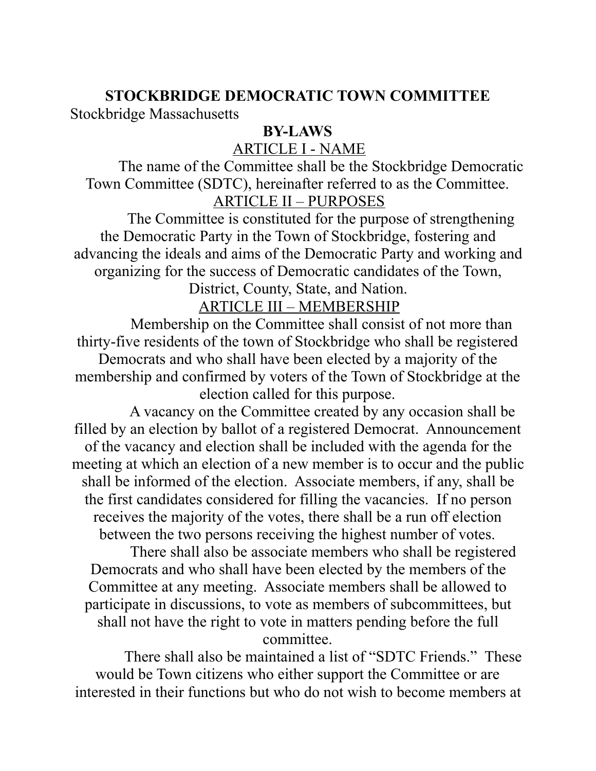# STOCKBRIDGE DEMOCRATIC TOWN COMMITTEE

Stockbridge Massachusetts

## BY-LAWS

### ARTICLE I - NAME

The name of the Committee shall be the Stockbridge Democratic Town Committee (SDTC), hereinafter referred to as the Committee.

### ARTICLE II – PURPOSES

The Committee is constituted for the purpose of strengthening the Democratic Party in the Town of Stockbridge, fostering and advancing the ideals and aims of the Democratic Party and working and organizing for the success of Democratic candidates of the Town, District, County, State, and Nation.

### ARTICLE III – MEMBERSHIP

Membership on the Committee shall consist of not more than thirty-five residents of the town of Stockbridge who shall be registered Democrats and who shall have been elected by a majority of the membership and confirmed by voters of the Town of Stockbridge at the election called for this purpose.

A vacancy on the Committee created by any occasion shall be filled by an election by ballot of a registered Democrat. Announcement of the vacancy and election shall be included with the agenda for the meeting at which an election of a new member is to occur and the public shall be informed of the election. Associate members, if any, shall be the first candidates considered for filling the vacancies. If no person receives the majority of the votes, there shall be a run off election between the two persons receiving the highest number of votes.

There shall also be associate members who shall be registered Democrats and who shall have been elected by the members of the Committee at any meeting. Associate members shall be allowed to participate in discussions, to vote as members of subcommittees, but shall not have the right to vote in matters pending before the full committee.

There shall also be maintained a list of "SDTC Friends." These would be Town citizens who either support the Committee or are interested in their functions but who do not wish to become members at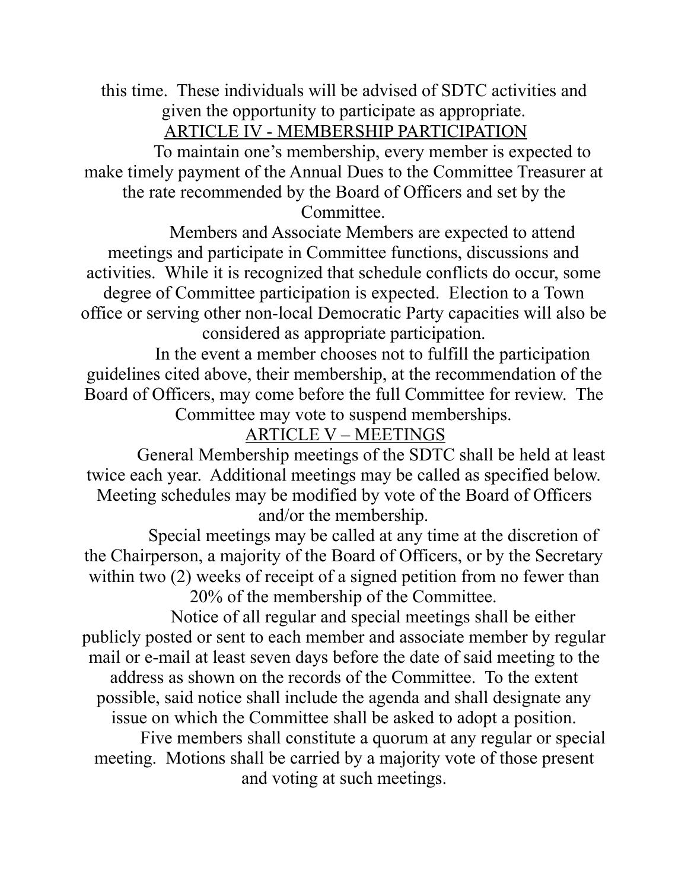this time. These individuals will be advised of SDTC activities and given the opportunity to participate as appropriate.

## ARTICLE IV - MEMBERSHIP PARTICIPATION

To maintain one's membership, every member is expected to make timely payment of the Annual Dues to the Committee Treasurer at the rate recommended by the Board of Officers and set by the Committee.

Members and Associate Members are expected to attend meetings and participate in Committee functions, discussions and activities. While it is recognized that schedule conflicts do occur, some degree of Committee participation is expected. Election to a Town office or serving other non-local Democratic Party capacities will also be considered as appropriate participation.

In the event a member chooses not to fulfill the participation guidelines cited above, their membership, at the recommendation of the Board of Officers, may come before the full Committee for review. The Committee may vote to suspend memberships.

## ARTICLE V – MEETINGS

General Membership meetings of the SDTC shall be held at least twice each year. Additional meetings may be called as specified below. Meeting schedules may be modified by vote of the Board of Officers and/or the membership.

Special meetings may be called at any time at the discretion of the Chairperson, a majority of the Board of Officers, or by the Secretary within two (2) weeks of receipt of a signed petition from no fewer than 20% of the membership of the Committee.

Notice of all regular and special meetings shall be either publicly posted or sent to each member and associate member by regular mail or e-mail at least seven days before the date of said meeting to the address as shown on the records of the Committee. To the extent possible, said notice shall include the agenda and shall designate any issue on which the Committee shall be asked to adopt a position.

Five members shall constitute a quorum at any regular or special meeting. Motions shall be carried by a majority vote of those present and voting at such meetings.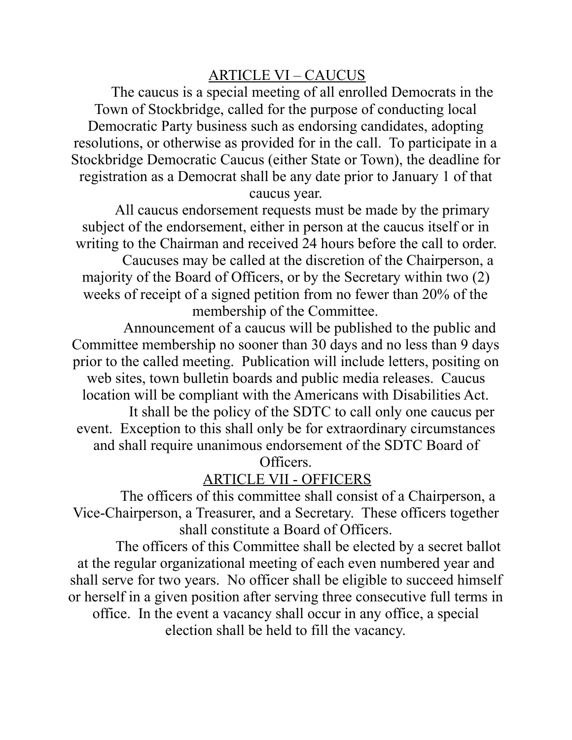## ARTICLE VI – CAUCUS

The caucus is a special meeting of all enrolled Democrats in the Town of Stockbridge, called for the purpose of conducting local Democratic Party business such as endorsing candidates, adopting resolutions, or otherwise as provided for in the call. To participate in a Stockbridge Democratic Caucus (either State or Town), the deadline for registration as a Democrat shall be any date prior to January 1 of that caucus year.

All caucus endorsement requests must be made by the primary subject of the endorsement, either in person at the caucus itself or in writing to the Chairman and received 24 hours before the call to order.

Caucuses may be called at the discretion of the Chairperson, a majority of the Board of Officers, or by the Secretary within two (2) weeks of receipt of a signed petition from no fewer than 20% of the membership of the Committee.

Announcement of a caucus will be published to the public and Committee membership no sooner than 30 days and no less than 9 days prior to the called meeting. Publication will include letters, positing on web sites, town bulletin boards and public media releases. Caucus location will be compliant with the Americans with Disabilities Act.

It shall be the policy of the SDTC to call only one caucus per event. Exception to this shall only be for extraordinary circumstances and shall require unanimous endorsement of the SDTC Board of Officers.

## ARTICLE VII - OFFICERS

The officers of this committee shall consist of a Chairperson, a Vice-Chairperson, a Treasurer, and a Secretary. These officers together shall constitute a Board of Officers.

The officers of this Committee shall be elected by a secret ballot at the regular organizational meeting of each even numbered year and shall serve for two years. No officer shall be eligible to succeed himself or herself in a given position after serving three consecutive full terms in office. In the event a vacancy shall occur in any office, a special election shall be held to fill the vacancy.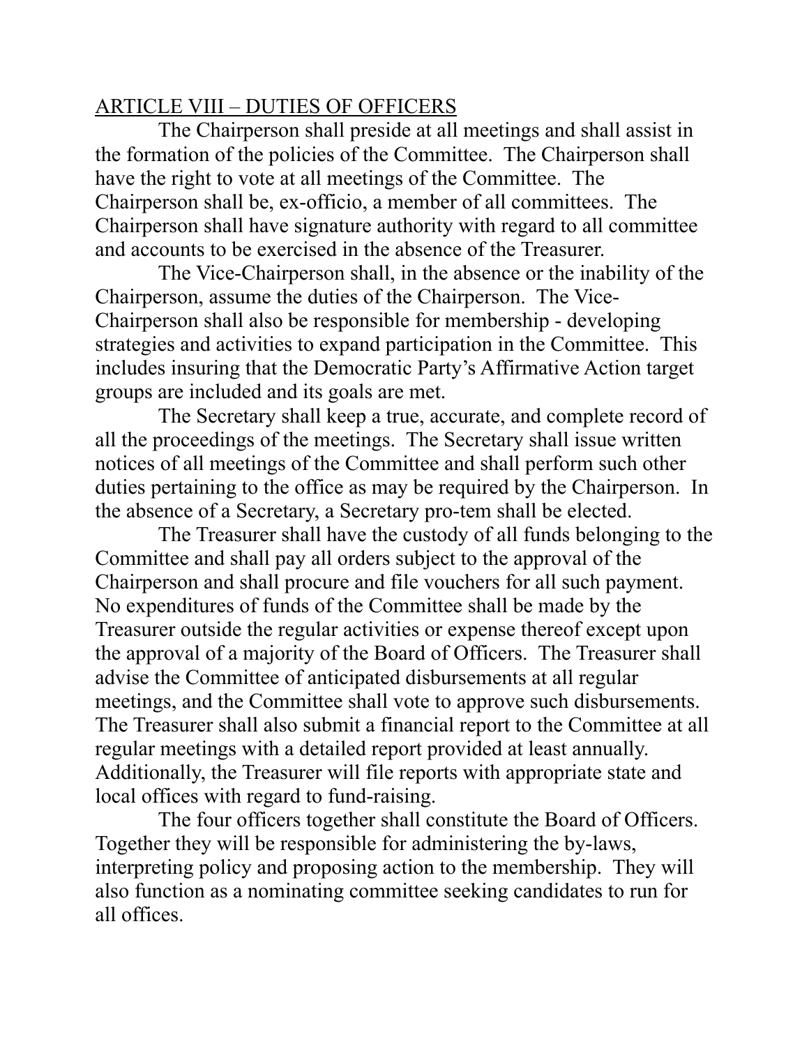## ARTICLE VIII – DUTIES OF OFFICERS

The Chairperson shall preside at all meetings and shall assist in the formation of the policies of the Committee. The Chairperson shall have the right to vote at all meetings of the Committee. The Chairperson shall be, ex-officio, a member of all committees. The Chairperson shall have signature authority with regard to all committee and accounts to be exercised in the absence of the Treasurer.

The Vice-Chairperson shall, in the absence or the inability of the Chairperson, assume the duties of the Chairperson. The Vice-Chairperson shall also be responsible for membership - developing strategies and activities to expand participation in the Committee. This includes insuring that the Democratic Party's Affirmative Action target groups are included and its goals are met.

The Secretary shall keep a true, accurate, and complete record of all the proceedings of the meetings. The Secretary shall issue written notices of all meetings of the Committee and shall perform such other duties pertaining to the office as may be required by the Chairperson. In the absence of a Secretary, a Secretary pro-tem shall be elected.

The Treasurer shall have the custody of all funds belonging to the Committee and shall pay all orders subject to the approval of the Chairperson and shall procure and file vouchers for all such payment. No expenditures of funds of the Committee shall be made by the Treasurer outside the regular activities or expense thereof except upon the approval of a majority of the Board of Officers. The Treasurer shall advise the Committee of anticipated disbursements at all regular meetings, and the Committee shall vote to approve such disbursements. The Treasurer shall also submit a financial report to the Committee at all regular meetings with a detailed report provided at least annually. Additionally, the Treasurer will file reports with appropriate state and local offices with regard to fund-raising.

The four officers together shall constitute the Board of Officers. Together they will be responsible for administering the by-laws, interpreting policy and proposing action to the membership. They will also function as a nominating committee seeking candidates to run for all offices.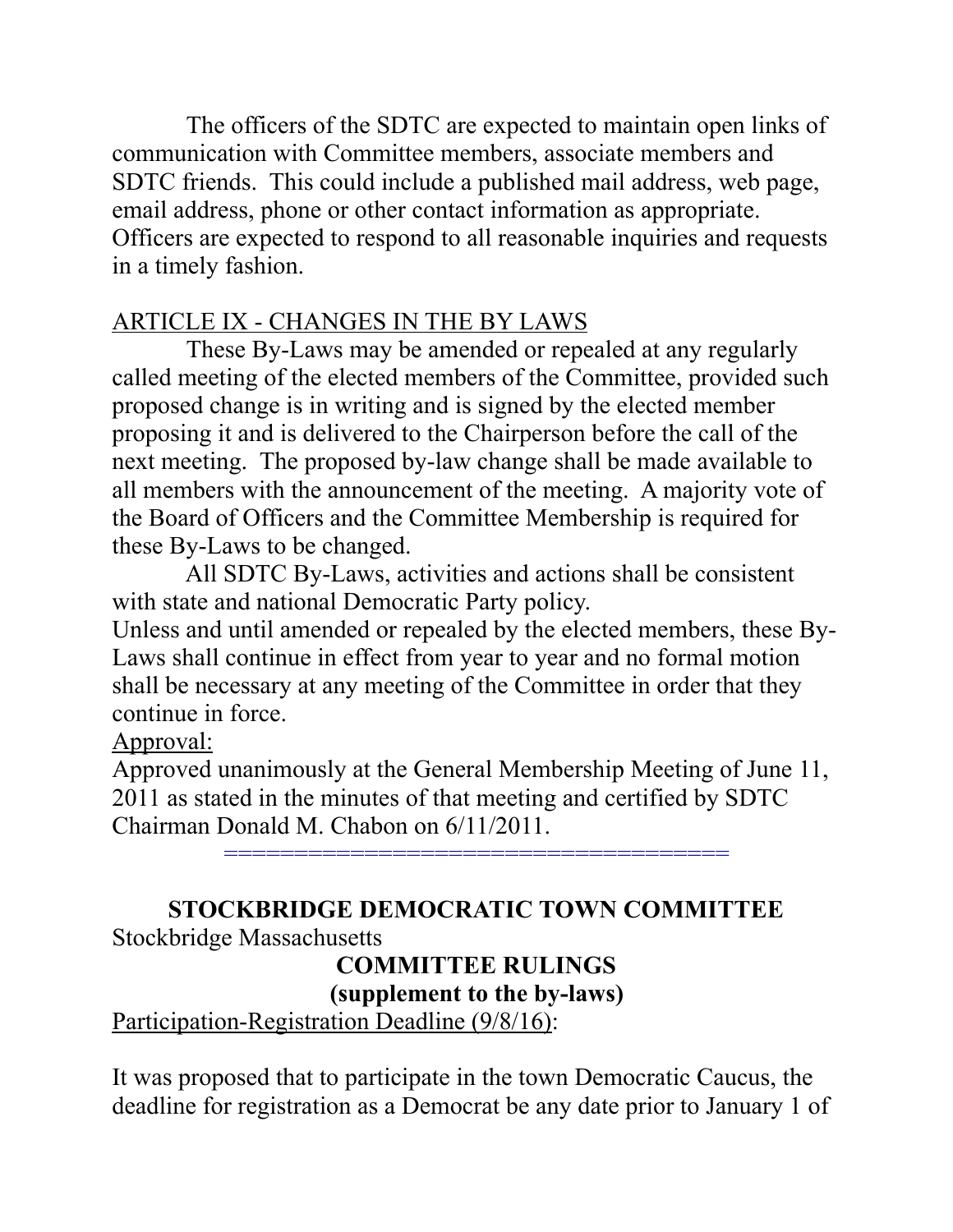The officers of the SDTC are expected to maintain open links of communication with Committee members, associate members and SDTC friends. This could include a published mail address, web page, email address, phone or other contact information as appropriate. Officers are expected to respond to all reasonable inquiries and requests in a timely fashion.

ARTICLE IX - CHANGES IN THE BY LAWS

These By-Laws may be amended or repealed at any regularly called meeting of the elected members of the Committee, provided such proposed change is in writing and is signed by the elected member proposing it and is delivered to the Chairperson before the call of the next meeting. The proposed by-law change shall be made available to all members with the announcement of the meeting. A majority vote of the Board of Officers and the Committee Membership is required for these By-Laws to be changed.

All SDTC By-Laws, activities and actions shall be consistent with state and national Democratic Party policy.

Unless and until amended or repealed by the elected members, these By-Laws shall continue in effect from year to year and no formal motion shall be necessary at any meeting of the Committee in order that they continue in force.

Approval:

Approved unanimously at the General Membership Meeting of June 11, 2011 as stated in the minutes of that meeting and certified by SDTC Chairman Donald M. Chabon on 6/11/2011.

===================================

## STOCKBRIDGE DEMOCRATIC TOWN COMMITTEE

Stockbridge Massachusetts

### COMMITTEE RULINGS
### (supplement to the by-laws)

Participation-Registration Deadline (9/8/16):

It was proposed that to participate in the town Democratic Caucus, the deadline for registration as a Democrat be any date prior to January 1 of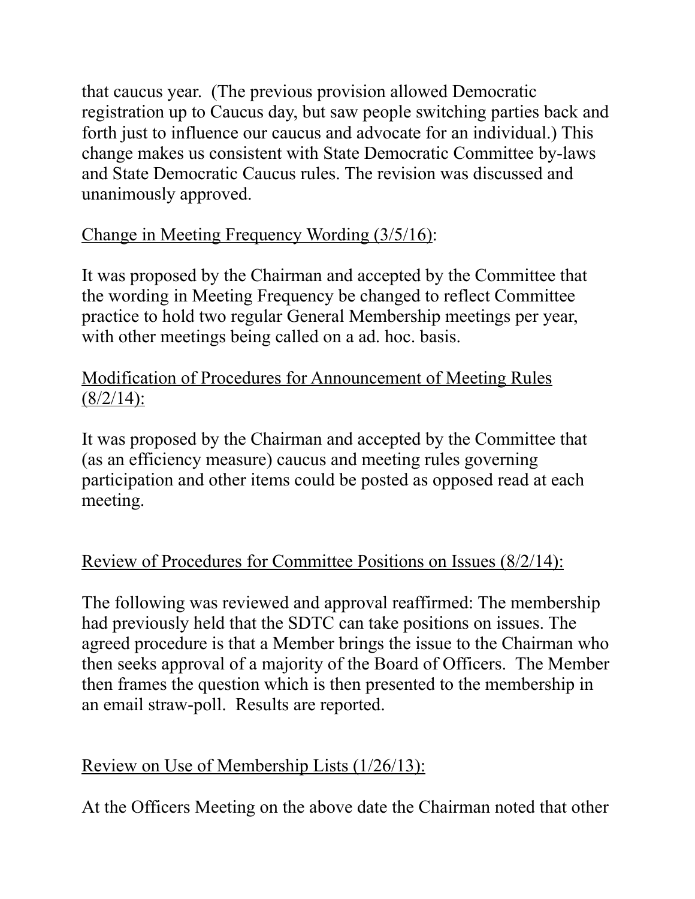that caucus year. (The previous provision allowed Democratic registration up to Caucus day, but saw people switching parties back and forth just to influence our caucus and advocate for an individual.) This change makes us consistent with State Democratic Committee by-laws and State Democratic Caucus rules. The revision was discussed and unanimously approved.

<u>Change in Meeting Frequency Wording (3/5/16)</u>:

It was proposed by the Chairman and accepted by the Committee that the wording in Meeting Frequency be changed to reflect Committee practice to hold two regular General Membership meetings per year, with other meetings being called on a ad. hoc. basis.

<u>Modification of Procedures for Announcement of Meeting Rules (8/2/14):</u>

It was proposed by the Chairman and accepted by the Committee that (as an efficiency measure) caucus and meeting rules governing participation and other items could be posted as opposed read at each meeting.

<u>Review of Procedures for Committee Positions on Issues (8/2/14):</u>

The following was reviewed and approval reaffirmed: The membership had previously held that the SDTC can take positions on issues. The agreed procedure is that a Member brings the issue to the Chairman who then seeks approval of a majority of the Board of Officers. The Member then frames the question which is then presented to the membership in an email straw-poll. Results are reported.

<u>Review on Use of Membership Lists (1/26/13):</u>

At the Officers Meeting on the above date the Chairman noted that other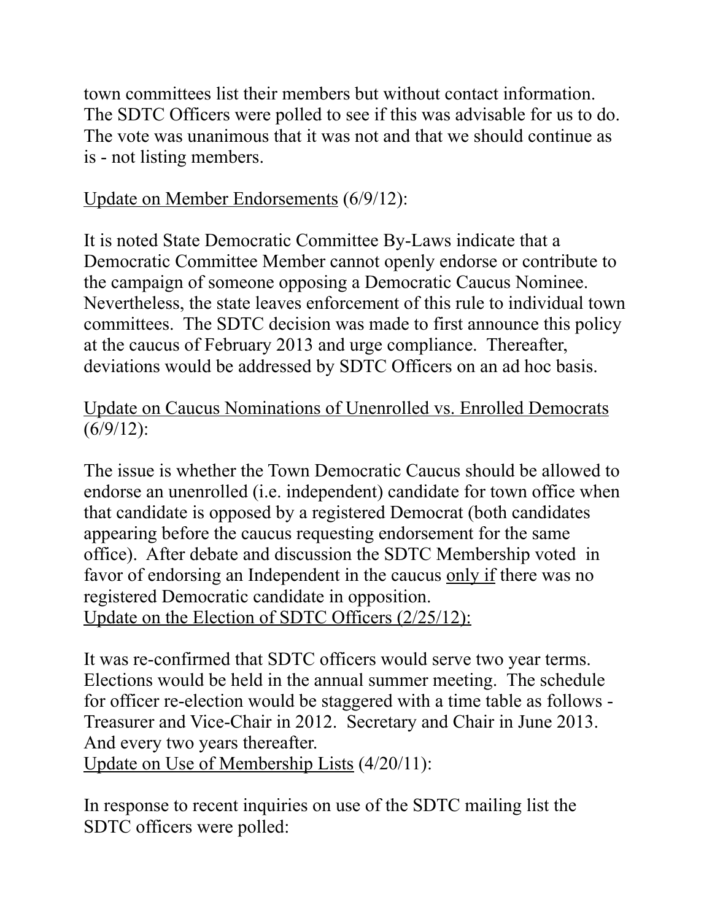town committees list their members but without contact information. The SDTC Officers were polled to see if this was advisable for us to do. The vote was unanimous that it was not and that we should continue as is - not listing members.

<u>Update on Member Endorsements</u> (6/9/12):

It is noted State Democratic Committee By-Laws indicate that a Democratic Committee Member cannot openly endorse or contribute to the campaign of someone opposing a Democratic Caucus Nominee. Nevertheless, the state leaves enforcement of this rule to individual town committees. The SDTC decision was made to first announce this policy at the caucus of February 2013 and urge compliance. Thereafter, deviations would be addressed by SDTC Officers on an ad hoc basis.

<u>Update on Caucus Nominations of Unenrolled vs. Enrolled Democrats</u> (6/9/12):

The issue is whether the Town Democratic Caucus should be allowed to endorse an unenrolled (i.e. independent) candidate for town office when that candidate is opposed by a registered Democrat (both candidates appearing before the caucus requesting endorsement for the same office). After debate and discussion the SDTC Membership voted in favor of endorsing an Independent in the caucus <u>only if</u> there was no registered Democratic candidate in opposition.

<u>Update on the Election of SDTC Officers (2/25/12):</u>

It was re-confirmed that SDTC officers would serve two year terms. Elections would be held in the annual summer meeting. The schedule for officer re-election would be staggered with a time table as follows - Treasurer and Vice-Chair in 2012. Secretary and Chair in June 2013. And every two years thereafter.

<u>Update on Use of Membership Lists</u> (4/20/11):

In response to recent inquiries on use of the SDTC mailing list the SDTC officers were polled: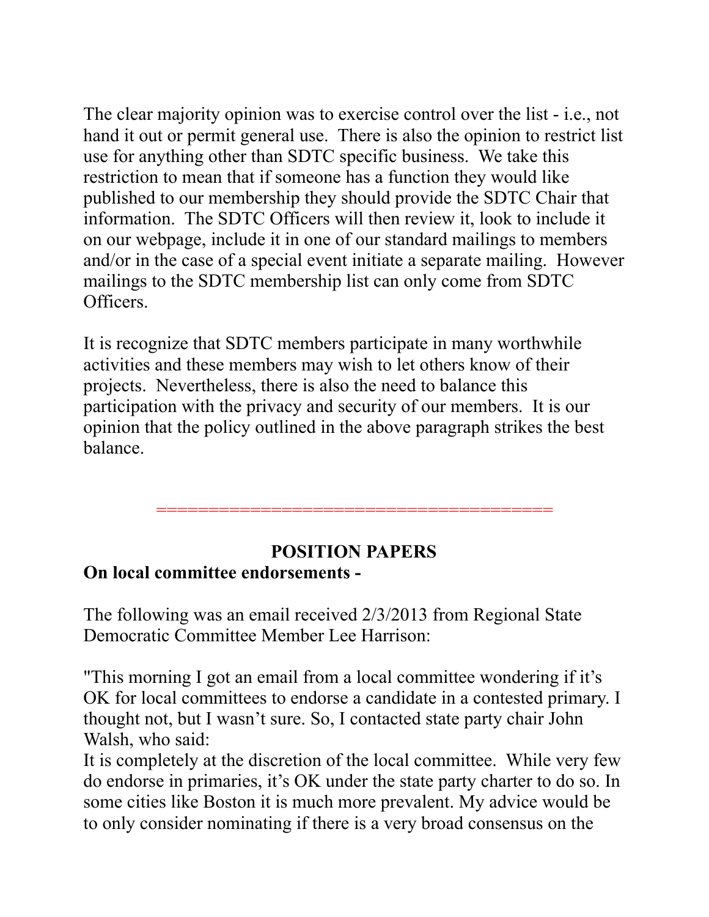The clear majority opinion was to exercise control over the list - i.e., not hand it out or permit general use. There is also the opinion to restrict list use for anything other than SDTC specific business. We take this restriction to mean that if someone has a function they would like published to our membership they should provide the SDTC Chair that information. The SDTC Officers will then review it, look to include it on our webpage, include it in one of our standard mailings to members and/or in the case of a special event initiate a separate mailing. However mailings to the SDTC membership list can only come from SDTC Officers.

It is recognize that SDTC members participate in many worthwhile activities and these members may wish to let others know of their projects. Nevertheless, there is also the need to balance this participation with the privacy and security of our members. It is our opinion that the policy outlined in the above paragraph strikes the best balance.

=====================================

## POSITION PAPERS

**On local committee endorsements -**

The following was an email received 2/3/2013 from Regional State Democratic Committee Member Lee Harrison:

"This morning I got an email from a local committee wondering if it's OK for local committees to endorse a candidate in a contested primary. I thought not, but I wasn't sure. So, I contacted state party chair John Walsh, who said:
It is completely at the discretion of the local committee. While very few do endorse in primaries, it's OK under the state party charter to do so. In some cities like Boston it is much more prevalent. My advice would be to only consider nominating if there is a very broad consensus on the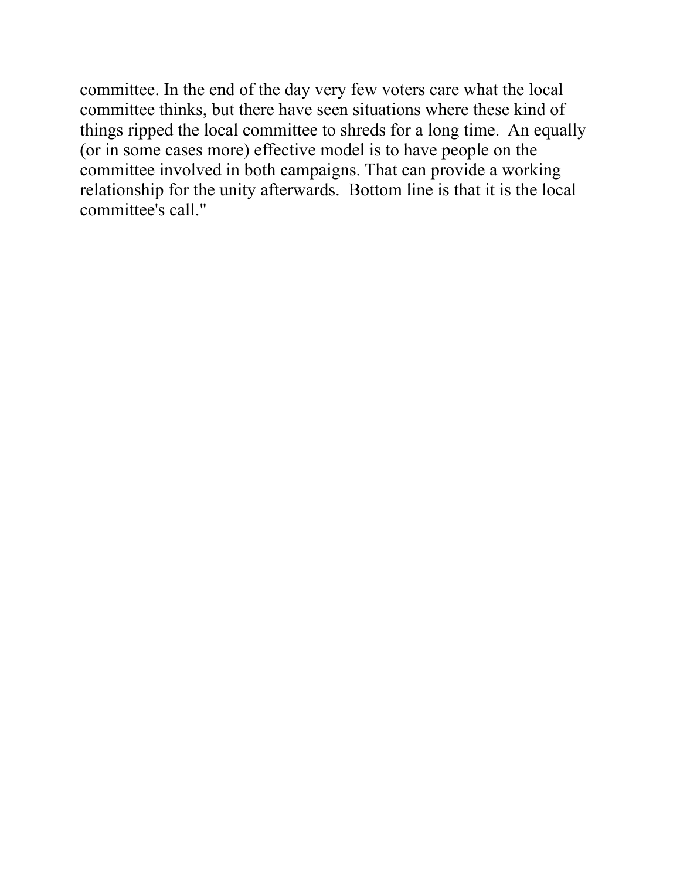committee. In the end of the day very few voters care what the local committee thinks, but there have seen situations where these kind of things ripped the local committee to shreds for a long time. An equally (or in some cases more) effective model is to have people on the committee involved in both campaigns. That can provide a working relationship for the unity afterwards. Bottom line is that it is the local committee's call."